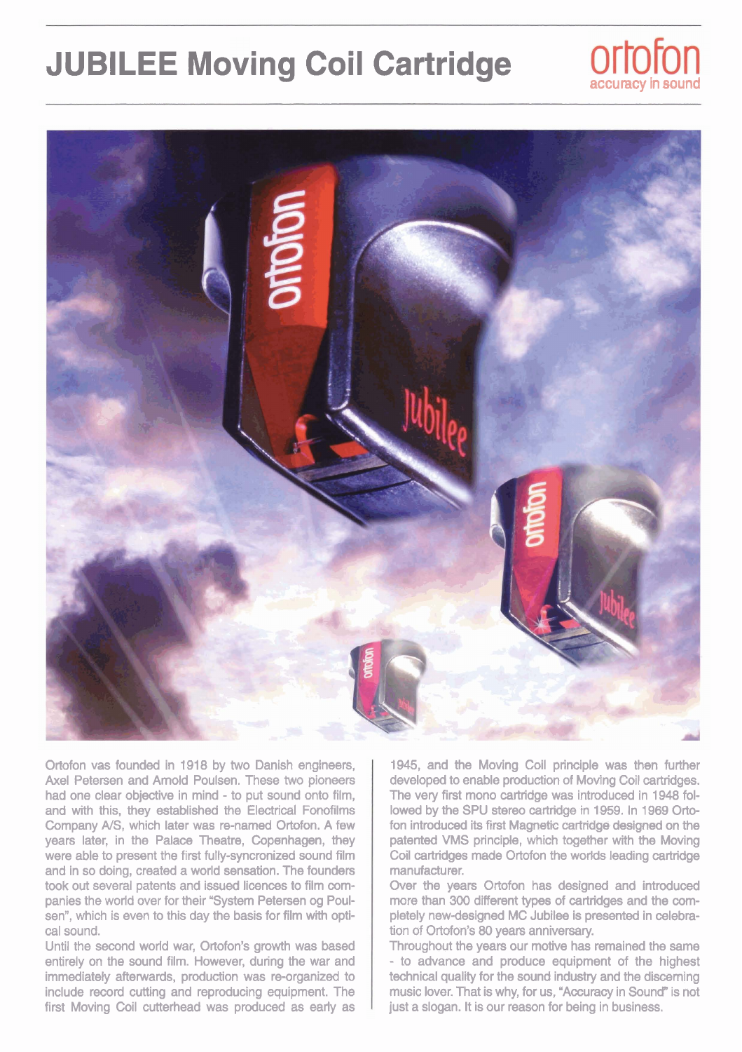# JUBILEE Moving Coil Cartridge

ortofon
accuracy in sound

Ortofon vas founded in 1918 by two Danish engineers, Axel Petersen and Arnold Poulsen. These two pioneers had one clear objective in mind - to put sound onto film, and with this, they established the Electrical Fonofilms Company A/S, which later was re-named Ortofon. A few years later, in the Palace Theatre, Copenhagen, they were able to present the first fully-syncronized sound film and in so doing, created a world sensation. The founders took out several patents and issued licences to film companies the world over for their "System Petersen og Poulsen", which is even to this day the basis for film with optical sound.

Until the second world war, Ortofon's growth was based entirely on the sound film. However, during the war and immediately afterwards, production was re-organized to include record cutting and reproducing equipment. The first Moving Coil cutterhead was produced as early as 1945, and the Moving Coil principle was then further developed to enable production of Moving Coil cartridges. The very first mono cartridge was introduced in 1948 followed by the SPU stereo cartridge in 1959. In 1969 Ortofon introduced its first Magnetic cartridge designed on the patented VMS principle, which together with the Moving Coil cartridges made Ortofon the worlds leading cartridge manufacturer.

Over the years Ortofon has designed and introduced more than 300 different types of cartridges and the completely new-designed MC Jubilee is presented in celebration of Ortofon's 80 years anniversary.

Throughout the years our motive has remained the same - to advance and produce equipment of the highest technical quality for the sound industry and the discerning music lover. That is why, for us, "Accuracy in Sound" is not just a slogan. It is our reason for being in business.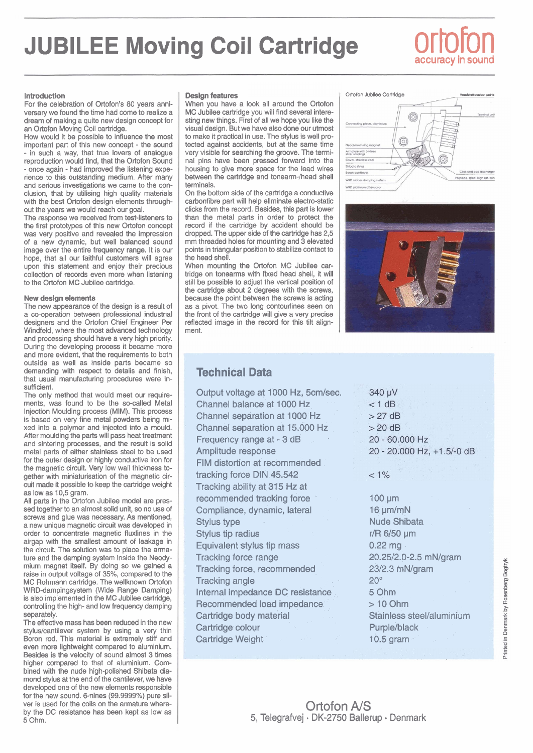# JUBILEE Moving Coil Cartridge

ortofon
accuracy in sound

### Introduction

For the celebration of Ortofon's 80 years anniversary we found the time had come to realize a dream of making a quite new design concept for an Ortofon Moving Coil cartridge.

How would it be possible to influence the most important part of this new concept - the sound - in such a way, that true lovers of analogue reproduction would find, that the Ortofon Sound - once again - had improved the listening experience to this outstanding medium. After many and serious investigations we came to the conclusion, that by utilising high quality materials with the best Ortofon design elements throughout the years we would reach our goal.

The response we received from test-listeners to the first prototypes of this new Ortofon concept was very positive and revealed the impression of a new dynamic, but well balanced sound image over the entire frequency range. It is our hope, that all our faithful customers will agree upon this statement and enjoy their precious collection of records even more when listening to the Ortofon MC Jubilee cartridge.

### New design elements

The new appearance of the design is a result of a co-operation between professional industrial designers and the Ortofon Chief Engineer Per Windfeld, where the most advanced technology and processing should have a very high priority. During the developing process it became more and more evident, that the requirements to both outside as well as inside parts became so demanding with respect to details and finish, that usual manufacturing procedures were insufficient.

The only method that would meet our requirements, was found to be the so-called Metal Injection Moulding process (MIM). This process is based on very fine metal powders being mixed into a polymer and injected into a mould. After moulding the parts will pass heat treatment and sintering processes, and the result is solid metal parts of either stainless steel to be used for the outer design or highly conductive iron for the magnetic circuit. Very low wall thickness together with miniaturisation of the magnetic circuit made it possible to keep the cartridge weight as low as 10,5 gram.

All parts in the Ortofon Jubilee model are pressed together to an almost solid unit, so no use of screws and glue was necessary. As mentioned, a new unique magnetic circuit was developed in order to concentrate magnetic fluxlines in the airgap with the smallest amount of leakage in the circuit. The solution was to place the armature and the damping system inside the Neodymium magnet itself. By doing so we gained a raise in output voltage of 35%, compared to the MC Rohmann cartridge. The wellknown Ortofon WRD-dampingsystem (Wide Range Damping) is also implemented in the MC Jubilee cartridge, controlling the high- and low frequency damping separately.

The effective mass has been reduced in the new stylus/cantilever system by using a very thin Boron rod. This material is extremely stiff and even more lightweight compared to aluminium. Besides is the velocity of sound almost 3 times higher compared to that of aluminium. Combined with the nude high-polished Shibata diamond stylus at the end of the cantilever, we have developed one of the new elements responsible for the new sound. 6-nines (99.9999%) pure silver is used for the coils on the armature whereby the DC resistance has been kept as low as 5 Ohm.

### Design features

When you have a look all around the Ortofon MC Jubilee cartridge you will find several interesting new things. First of all we hope you like the visual design. But we have also done our utmost to make it practical in use. The stylus is well protected against accidents, but at the same time very visible for searching the groove. The terminal pins have been pressed forward into the housing to give more space for the lead wires between the cartridge and tonearm-/head shell terminals.

On the bottom side of the cartridge a conductive carbonfibre part will help eliminate electro-static clicks from the record. Besides, this part is lower than the metal parts in order to protect the record if the cartridge by accident should be dropped. The upper side of the cartridge has 2,5 mm threaded holes for mounting and 3 elevated points in triangular position to stabilize contact to the head shell.

When mounting the Ortofon MC Jubilee cartridge on tonearms with fixed head shell, it will still be possible to adjust the vertical position of the cartridge about 2 degrees with the screws, because the point between the screws is acting as a pivot. The two long contourlines seen on the front of the cartridge will give a very precise reflected image in the record for this tilt alignment.

Ortofon Jubilee Cartridge

Headshell contact points
Terminal unit
Connecting piece, aluminium
Neodymium ring magnet
Armature with 6-Nines silver windings
Cover, stainless steel
Shibata stylus
Boron cantilever
Click and pop discharger
WRD rubber-damping system
Polpiece, spec. high sat. iron
WRD platinium attenuator

## Technical Data

| | |
|---|---|
| Output voltage at 1000 Hz, 5cm/sec. | 340 µV |
| Channel balance at 1000 Hz | < 1 dB |
| Channel separation at 1000 Hz | > 27 dB |
| Channel separation at 15.000 Hz | > 20 dB |
| Frequency range at - 3 dB | 20 - 60.000 Hz |
| Amplitude response | 20 - 20.000 Hz, +1.5/-0 dB |
| FIM distortion at recommended tracking force DIN 45.542 | < 1% |
| Tracking ability at 315 Hz at recommended tracking force | 100 µm |
| Compliance, dynamic, lateral | 16 µm/mN |
| Stylus type | Nude Shibata |
| Stylus tip radius | r/R 6/50 µm |
| Equivalent stylus tip mass | 0.22 mg |
| Tracking force range | 20.25/2.0-2.5 mN/gram |
| Tracking force, recommended | 23/2.3 mN/gram |
| Tracking angle | 20° |
| Internal impedance DC resistance | 5 Ohm |
| Recommended load impedance | > 10 Ohm |
| Cartridge body material | Stainless steel/aluminium |
| Cartridge colour | Purple/black |
| Cartridge Weight | 10.5 gram |

Printed in Denmark by Rosenberg Bogtryk

Ortofon A/S
5, Telegrafvej · DK-2750 Ballerup · Denmark